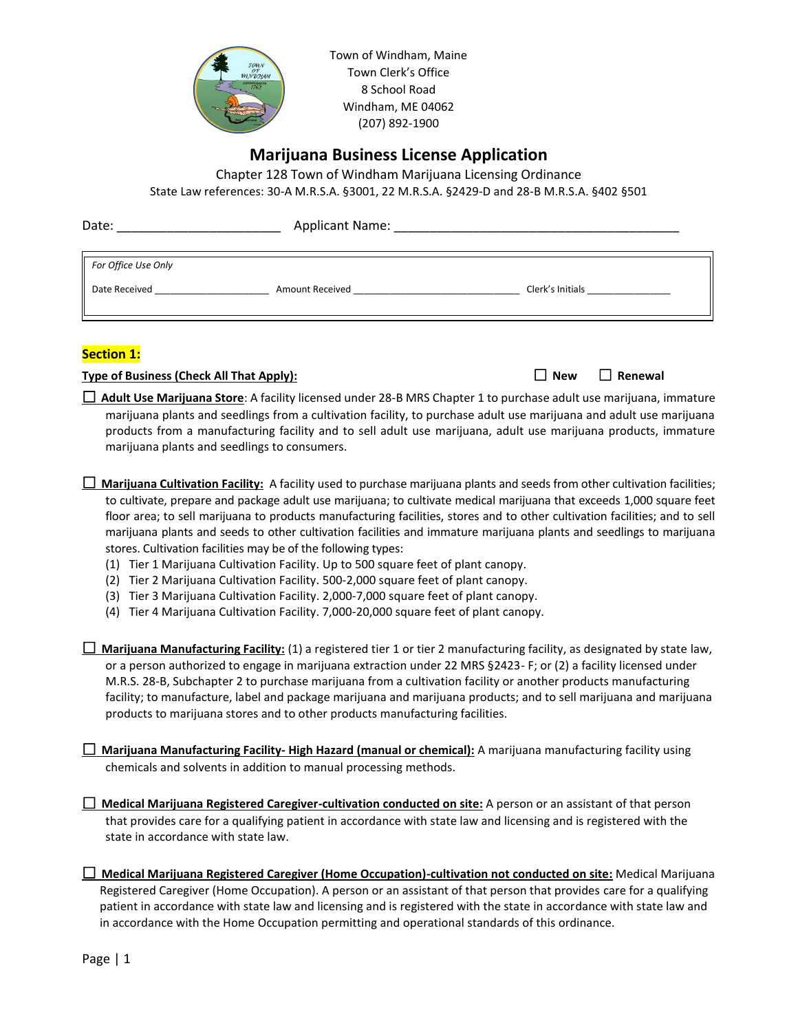Town of Windham, Maine
Town Clerk's Office
8 School Road
Windham, ME 04062
(207) 892-1900

# Marijuana Business License Application

Chapter 128 Town of Windham Marijuana Licensing Ordinance
State Law references: 30-A M.R.S.A. §3001, 22 M.R.S.A. §2429-D and 28-B M.R.S.A. §402 §501

Date: ______________________ Applicant Name: ______________________________________

| *For Office Use Only* |
| --- |
| Date Received ____________________ Amount Received ____________________________ Clerk's Initials ______________ |

## Section 1:

**Type of Business (Check All That Apply):** ☐ **New** ☐ **Renewal**

☐ **Adult Use Marijuana Store**: A facility licensed under 28-B MRS Chapter 1 to purchase adult use marijuana, immature marijuana plants and seedlings from a cultivation facility, to purchase adult use marijuana and adult use marijuana products from a manufacturing facility and to sell adult use marijuana, adult use marijuana products, immature marijuana plants and seedlings to consumers.

☐ **Marijuana Cultivation Facility:** A facility used to purchase marijuana plants and seeds from other cultivation facilities; to cultivate, prepare and package adult use marijuana; to cultivate medical marijuana that exceeds 1,000 square feet floor area; to sell marijuana to products manufacturing facilities, stores and to other cultivation facilities; and to sell marijuana plants and seeds to other cultivation facilities and immature marijuana plants and seedlings to marijuana stores. Cultivation facilities may be of the following types:

1. Tier 1 Marijuana Cultivation Facility. Up to 500 square feet of plant canopy.
2. Tier 2 Marijuana Cultivation Facility. 500-2,000 square feet of plant canopy.
3. Tier 3 Marijuana Cultivation Facility. 2,000-7,000 square feet of plant canopy.
4. Tier 4 Marijuana Cultivation Facility. 7,000-20,000 square feet of plant canopy.

☐ **Marijuana Manufacturing Facility:** (1) a registered tier 1 or tier 2 manufacturing facility, as designated by state law, or a person authorized to engage in marijuana extraction under 22 MRS §2423- F; or (2) a facility licensed under M.R.S. 28-B, Subchapter 2 to purchase marijuana from a cultivation facility or another products manufacturing facility; to manufacture, label and package marijuana and marijuana products; and to sell marijuana and marijuana products to marijuana stores and to other products manufacturing facilities.

☐ **Marijuana Manufacturing Facility- High Hazard (manual or chemical):** A marijuana manufacturing facility using chemicals and solvents in addition to manual processing methods.

☐ **Medical Marijuana Registered Caregiver-cultivation conducted on site:** A person or an assistant of that person that provides care for a qualifying patient in accordance with state law and licensing and is registered with the state in accordance with state law.

☐ **Medical Marijuana Registered Caregiver (Home Occupation)-cultivation not conducted on site:** Medical Marijuana Registered Caregiver (Home Occupation). A person or an assistant of that person that provides care for a qualifying patient in accordance with state law and licensing and is registered with the state in accordance with state law and in accordance with the Home Occupation permitting and operational standards of this ordinance.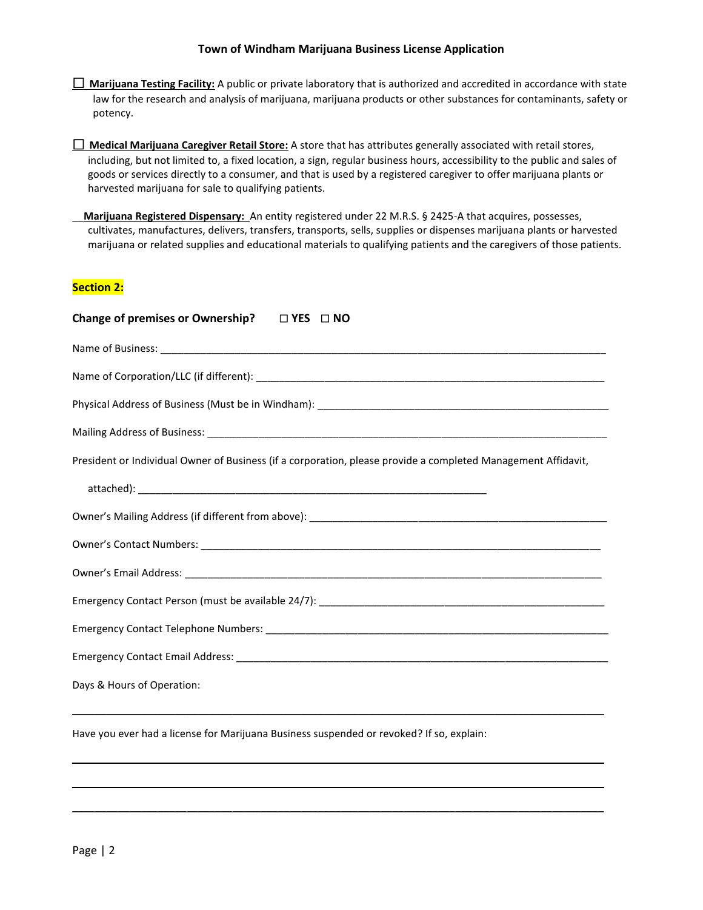# Town of Windham Marijuana Business License Application

☐ **Marijuana Testing Facility:** A public or private laboratory that is authorized and accredited in accordance with state law for the research and analysis of marijuana, marijuana products or other substances for contaminants, safety or potency.

☐ **Medical Marijuana Caregiver Retail Store:** A store that has attributes generally associated with retail stores, including, but not limited to, a fixed location, a sign, regular business hours, accessibility to the public and sales of goods or services directly to a consumer, and that is used by a registered caregiver to offer marijuana plants or harvested marijuana for sale to qualifying patients.

__ **Marijuana Registered Dispensary:** An entity registered under 22 M.R.S. § 2425-A that acquires, possesses, cultivates, manufactures, delivers, transfers, transports, sells, supplies or dispenses marijuana plants or harvested marijuana or related supplies and educational materials to qualifying patients and the caregivers of those patients.

## Section 2:

**Change of premises or Ownership?** ☐ **YES** ☐ **NO**

Name of Business: ______________________________________________

Name of Corporation/LLC (if different): ______________________________________________

Physical Address of Business (Must be in Windham): ______________________________________________

Mailing Address of Business: ______________________________________________

President or Individual Owner of Business (if a corporation, please provide a completed Management Affidavit, attached): ______________________________________________

Owner's Mailing Address (if different from above): ______________________________________________

Owner's Contact Numbers: ______________________________________________

Owner's Email Address: ______________________________________________

Emergency Contact Person (must be available 24/7): ______________________________________________

Emergency Contact Telephone Numbers: ______________________________________________

Emergency Contact Email Address: ______________________________________________

Days & Hours of Operation:

______________________________________________

Have you ever had a license for Marijuana Business suspended or revoked? If so, explain:

______________________________________________

______________________________________________

______________________________________________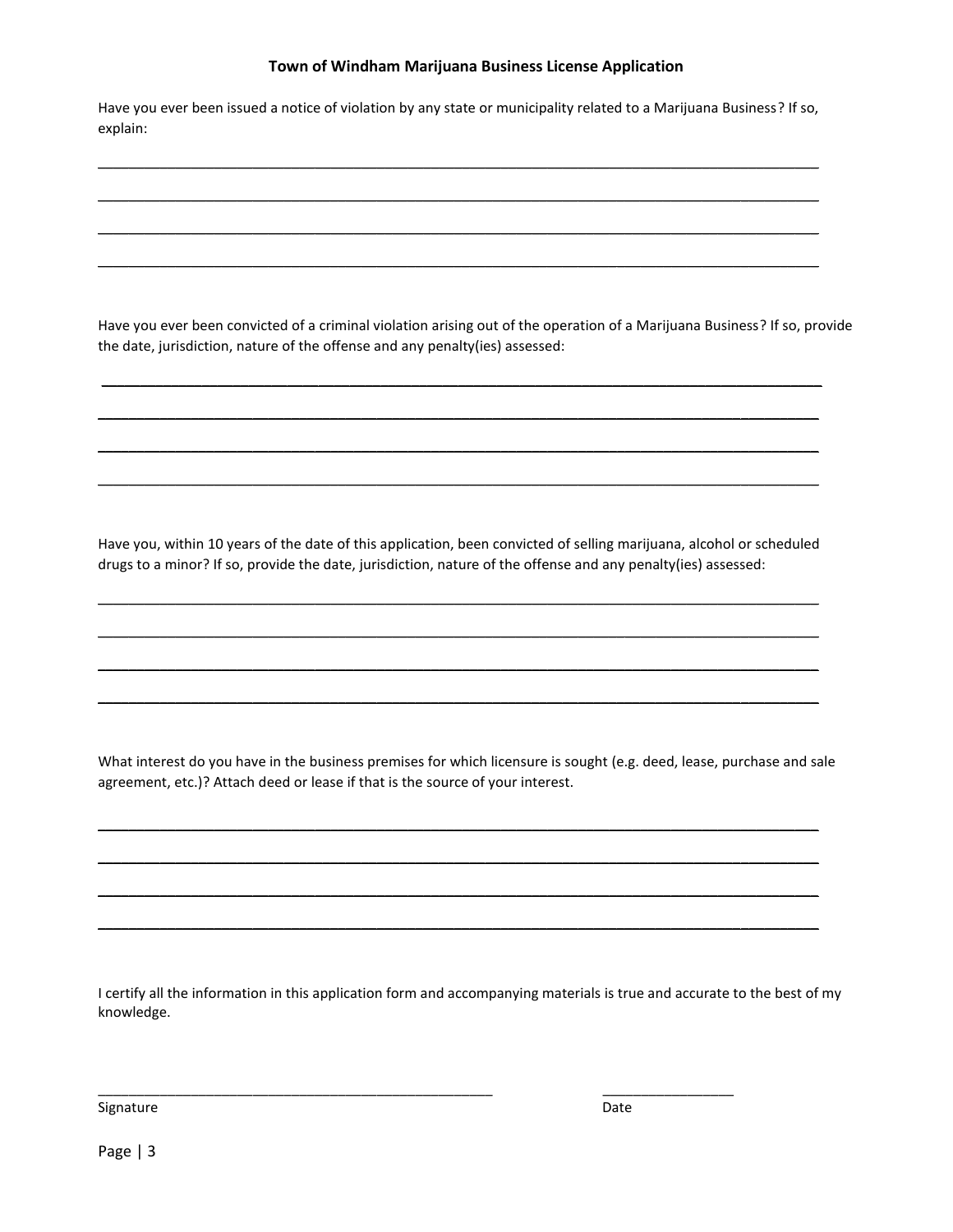**Town of Windham Marijuana Business License Application**

Have you ever been issued a notice of violation by any state or municipality related to a Marijuana Business? If so, explain:

______________________________________________________________________________

______________________________________________________________________________

______________________________________________________________________________

______________________________________________________________________________

Have you ever been convicted of a criminal violation arising out of the operation of a Marijuana Business? If so, provide the date, jurisdiction, nature of the offense and any penalty(ies) assessed:

______________________________________________________________________________

______________________________________________________________________________

______________________________________________________________________________

______________________________________________________________________________

Have you, within 10 years of the date of this application, been convicted of selling marijuana, alcohol or scheduled drugs to a minor? If so, provide the date, jurisdiction, nature of the offense and any penalty(ies) assessed:

______________________________________________________________________________

______________________________________________________________________________

______________________________________________________________________________

______________________________________________________________________________

What interest do you have in the business premises for which licensure is sought (e.g. deed, lease, purchase and sale agreement, etc.)? Attach deed or lease if that is the source of your interest.

______________________________________________________________________________

______________________________________________________________________________

______________________________________________________________________________

______________________________________________________________________________

I certify all the information in this application form and accompanying materials is true and accurate to the best of my knowledge.

______________________________________________ ________________

Signature Date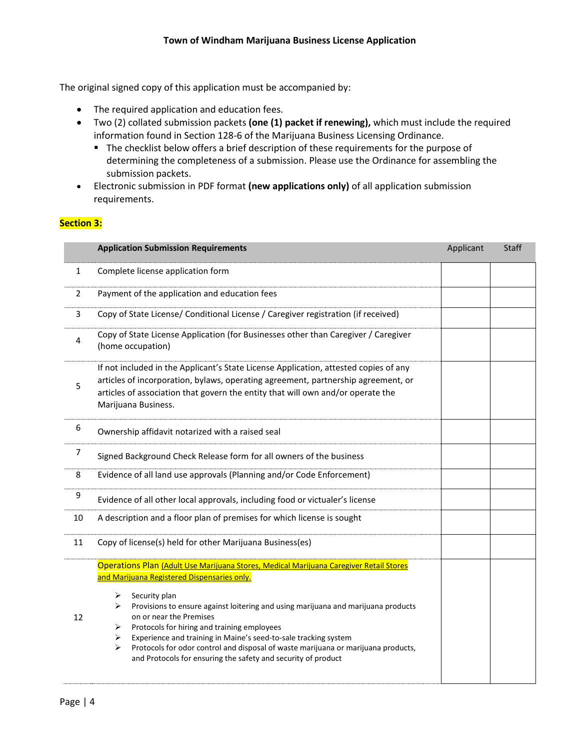**Town of Windham Marijuana Business License Application**

The original signed copy of this application must be accompanied by:

- The required application and education fees.
- Two (2) collated submission packets **(one (1) packet if renewing),** which must include the required information found in Section 128-6 of the Marijuana Business Licensing Ordinance.
  - The checklist below offers a brief description of these requirements for the purpose of determining the completeness of a submission. Please use the Ordinance for assembling the submission packets.
- Electronic submission in PDF format **(new applications only)** of all application submission requirements.

**Section 3:**

| | **Application Submission Requirements** | Applicant | Staff |
|---|---|---|---|
| 1 | Complete license application form | | |
| 2 | Payment of the application and education fees | | |
| 3 | Copy of State License/ Conditional License / Caregiver registration (if received) | | |
| 4 | Copy of State License Application (for Businesses other than Caregiver / Caregiver (home occupation) | | |
| 5 | If not included in the Applicant's State License Application, attested copies of any articles of incorporation, bylaws, operating agreement, partnership agreement, or articles of association that govern the entity that will own and/or operate the Marijuana Business. | | |
| 6 | Ownership affidavit notarized with a raised seal | | |
| 7 | Signed Background Check Release form for all owners of the business | | |
| 8 | Evidence of all land use approvals (Planning and/or Code Enforcement) | | |
| 9 | Evidence of all other local approvals, including food or victualer's license | | |
| 10 | A description and a floor plan of premises for which license is sought | | |
| 11 | Copy of license(s) held for other Marijuana Business(es) | | |
| 12 | Operations Plan (Adult Use Marijuana Stores, Medical Marijuana Caregiver Retail Stores and Marijuana Registered Dispensaries only.)<br>➢ Security plan<br>➢ Provisions to ensure against loitering and using marijuana and marijuana products on or near the Premises<br>➢ Protocols for hiring and training employees<br>➢ Experience and training in Maine's seed-to-sale tracking system<br>➢ Protocols for odor control and disposal of waste marijuana or marijuana products, and Protocols for ensuring the safety and security of product | | |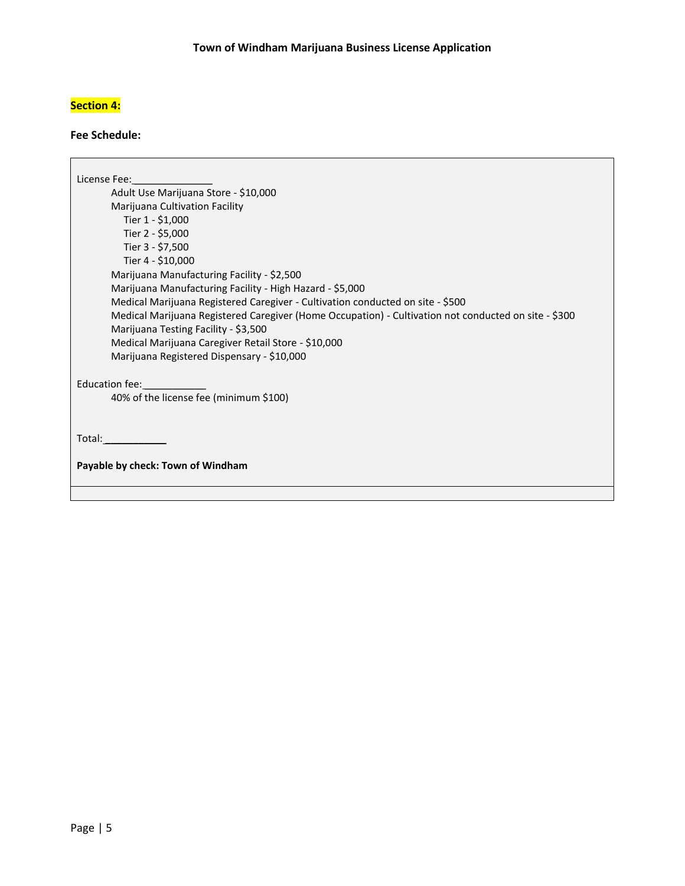**Section 4:**

**Fee Schedule:**

License Fee:_______________

- Adult Use Marijuana Store - $10,000
- Marijuana Cultivation Facility
  - Tier 1 - $1,000
  - Tier 2 - $5,000
  - Tier 3 - $7,500
  - Tier 4 - $10,000
- Marijuana Manufacturing Facility - $2,500
- Marijuana Manufacturing Facility - High Hazard - $5,000
- Medical Marijuana Registered Caregiver - Cultivation conducted on site - $500
- Medical Marijuana Registered Caregiver (Home Occupation) - Cultivation not conducted on site - $300
- Marijuana Testing Facility - $3,500
- Medical Marijuana Caregiver Retail Store - $10,000
- Marijuana Registered Dispensary - $10,000

Education fee:____________

- 40% of the license fee (minimum $100)

Total:____________

**Payable by check: Town of Windham**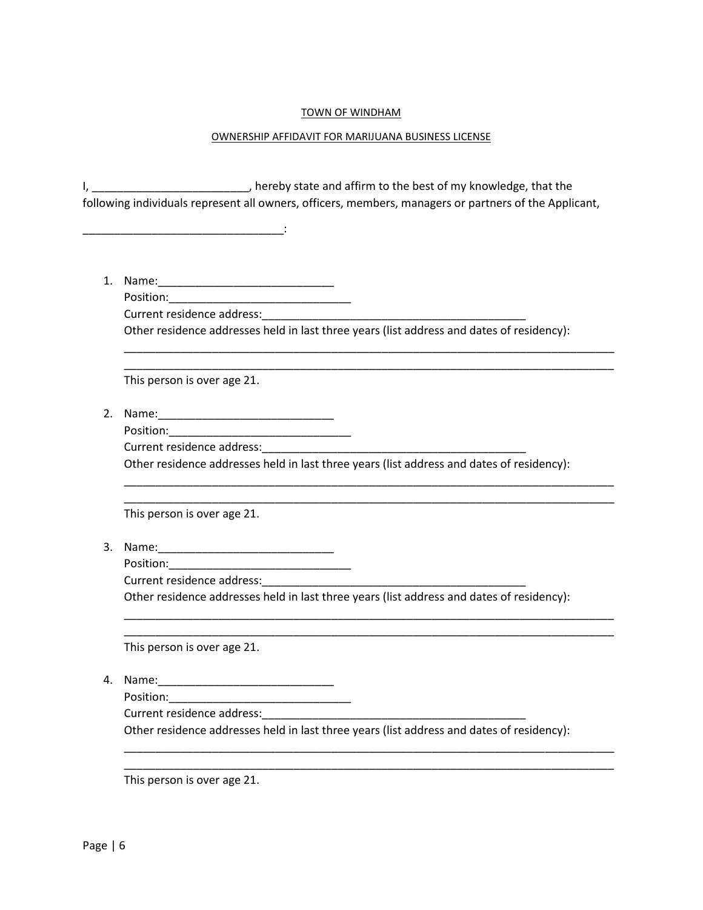TOWN OF WINDHAM

OWNERSHIP AFFIDAVIT FOR MARIJUANA BUSINESS LICENSE

I, ________________________, hereby state and affirm to the best of my knowledge, that the following individuals represent all owners, officers, members, managers or partners of the Applicant,

________________________________:

1. Name:____________________________
   Position:_____________________________
   Current residence address:___________________________________________
   Other residence addresses held in last three years (list address and dates of residency):
   _________________________________________________________________________________
   _________________________________________________________________________________
   This person is over age 21.

2. Name:____________________________
   Position:_____________________________
   Current residence address:___________________________________________
   Other residence addresses held in last three years (list address and dates of residency):
   _________________________________________________________________________________
   _________________________________________________________________________________
   This person is over age 21.

3. Name:____________________________
   Position:_____________________________
   Current residence address:___________________________________________
   Other residence addresses held in last three years (list address and dates of residency):
   _________________________________________________________________________________
   _________________________________________________________________________________
   This person is over age 21.

4. Name:____________________________
   Position:_____________________________
   Current residence address:___________________________________________
   Other residence addresses held in last three years (list address and dates of residency):
   _________________________________________________________________________________
   _________________________________________________________________________________
   This person is over age 21.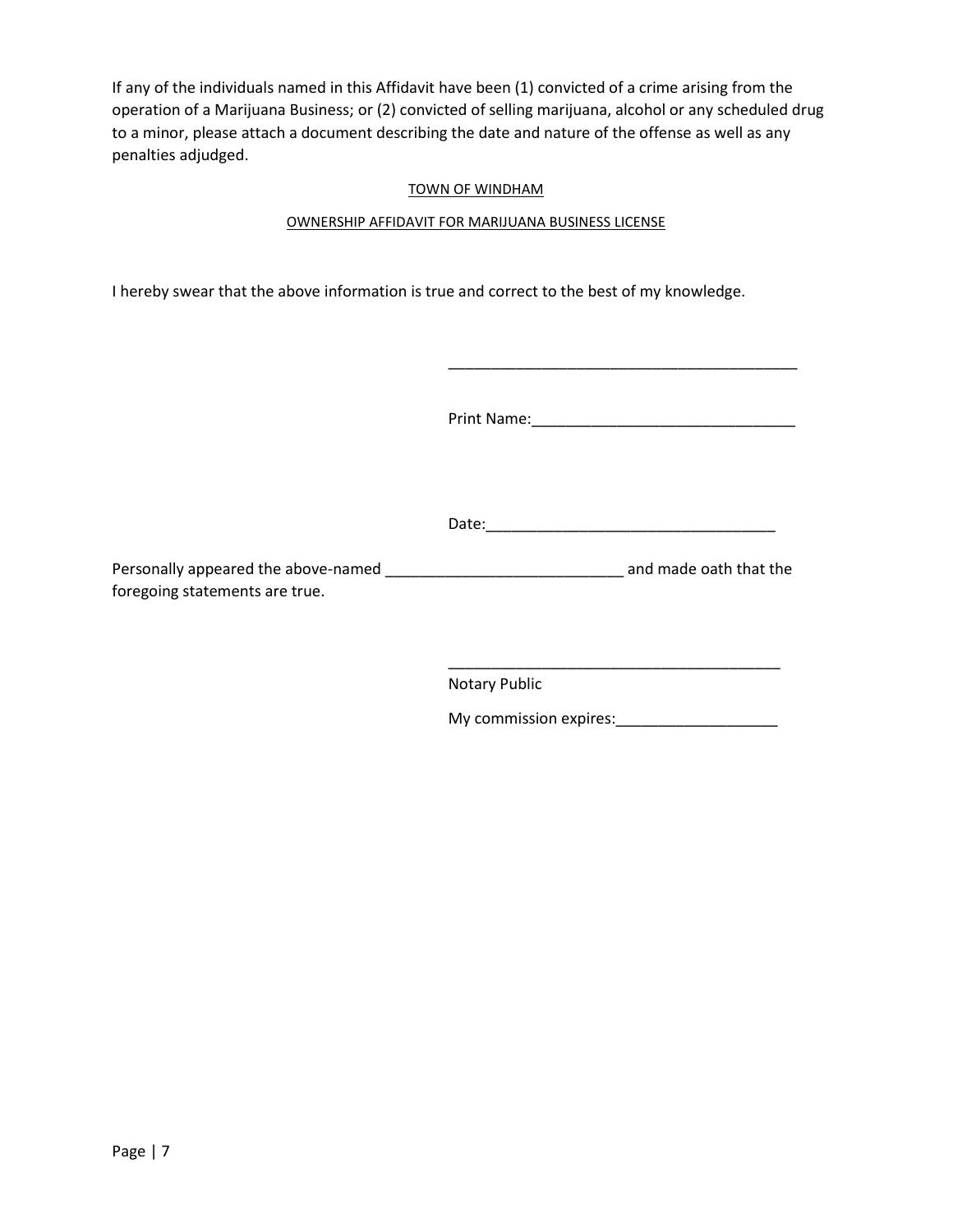If any of the individuals named in this Affidavit have been (1) convicted of a crime arising from the operation of a Marijuana Business; or (2) convicted of selling marijuana, alcohol or any scheduled drug to a minor, please attach a document describing the date and nature of the offense as well as any penalties adjudged.

TOWN OF WINDHAM

OWNERSHIP AFFIDAVIT FOR MARIJUANA BUSINESS LICENSE

I hereby swear that the above information is true and correct to the best of my knowledge.

\_\_\_\_\_\_\_\_\_\_\_\_\_\_\_\_\_\_\_\_\_\_\_\_\_\_\_\_\_\_\_\_\_\_\_\_\_\_\_\_\_

Print Name:\_\_\_\_\_\_\_\_\_\_\_\_\_\_\_\_\_\_\_\_\_\_\_\_\_\_\_\_\_\_\_

Date:\_\_\_\_\_\_\_\_\_\_\_\_\_\_\_\_\_\_\_\_\_\_\_\_\_\_\_\_\_\_\_\_\_\_

Personally appeared the above-named \_\_\_\_\_\_\_\_\_\_\_\_\_\_\_\_\_\_\_\_\_\_\_\_\_\_\_ and made oath that the foregoing statements are true.

\_\_\_\_\_\_\_\_\_\_\_\_\_\_\_\_\_\_\_\_\_\_\_\_\_\_\_\_\_\_\_\_\_\_\_\_\_\_\_

Notary Public

My commission expires:\_\_\_\_\_\_\_\_\_\_\_\_\_\_\_\_\_\_\_